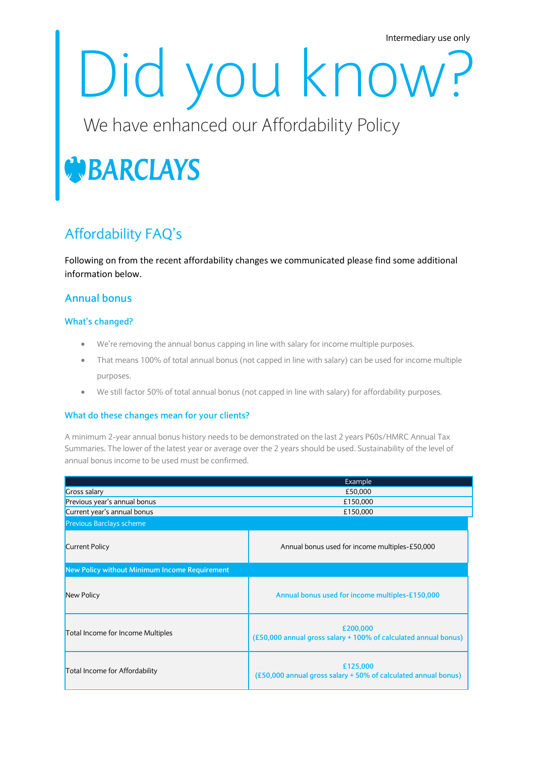Intermediary use only

# Did you know?

We have enhanced our Affordability Policy

BARCLAYS

## Affordability FAQ's

Following on from the recent affordability changes we communicated please find some additional information below.

### Annual bonus

#### What's changed?

- We're removing the annual bonus capping in line with salary for income multiple purposes.
- That means 100% of total annual bonus (not capped in line with salary) can be used for income multiple purposes.
- We still factor 50% of total annual bonus (not capped in line with salary) for affordability purposes.

#### What do these changes mean for your clients?

A minimum 2-year annual bonus history needs to be demonstrated on the last 2 years P60s/HMRC Annual Tax Summaries. The lower of the latest year or average over the 2 years should be used. Sustainability of the level of annual bonus income to be used must be confirmed.

| | Example |
|---|---|
| Gross salary | £50,000 |
| Previous year's annual bonus | £150,000 |
| Current year's annual bonus | £150,000 |
| Previous Barclays scheme | |
| Current Policy | Annual bonus used for income multiples-£50,000 |
| New Policy without Minimum Income Requirement | |
| New Policy | Annual bonus used for income multiples-£150,000 |
| Total Income for Income Multiples | £200,000 (£50,000 annual gross salary + 100% of calculated annual bonus) |
| Total Income for Affordability | £125,000 (£50,000 annual gross salary + 50% of calculated annual bonus) |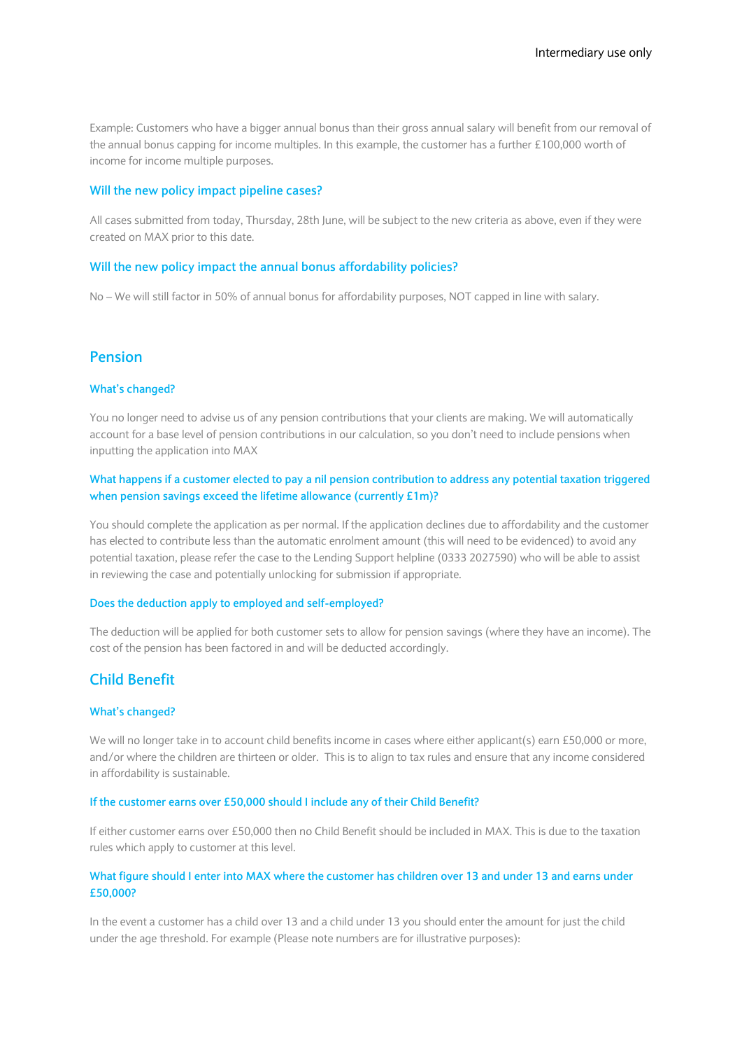Example: Customers who have a bigger annual bonus than their gross annual salary will benefit from our removal of the annual bonus capping for income multiples. In this example, the customer has a further £100,000 worth of income for income multiple purposes.

### Will the new policy impact pipeline cases?

All cases submitted from today, Thursday, 28th June, will be subject to the new criteria as above, even if they were created on MAX prior to this date.

### Will the new policy impact the annual bonus affordability policies?

No – We will still factor in 50% of annual bonus for affordability purposes, NOT capped in line with salary.

## Pension

### What's changed?

You no longer need to advise us of any pension contributions that your clients are making. We will automatically account for a base level of pension contributions in our calculation, so you don't need to include pensions when inputting the application into MAX

### What happens if a customer elected to pay a nil pension contribution to address any potential taxation triggered when pension savings exceed the lifetime allowance (currently £1m)?

You should complete the application as per normal. If the application declines due to affordability and the customer has elected to contribute less than the automatic enrolment amount (this will need to be evidenced) to avoid any potential taxation, please refer the case to the Lending Support helpline (0333 2027590) who will be able to assist in reviewing the case and potentially unlocking for submission if appropriate.

### Does the deduction apply to employed and self-employed?

The deduction will be applied for both customer sets to allow for pension savings (where they have an income). The cost of the pension has been factored in and will be deducted accordingly.

## Child Benefit

### What's changed?

We will no longer take in to account child benefits income in cases where either applicant(s) earn £50,000 or more, and/or where the children are thirteen or older. This is to align to tax rules and ensure that any income considered in affordability is sustainable.

### If the customer earns over £50,000 should I include any of their Child Benefit?

If either customer earns over £50,000 then no Child Benefit should be included in MAX. This is due to the taxation rules which apply to customer at this level.

### What figure should I enter into MAX where the customer has children over 13 and under 13 and earns under £50,000?

In the event a customer has a child over 13 and a child under 13 you should enter the amount for just the child under the age threshold. For example (Please note numbers are for illustrative purposes):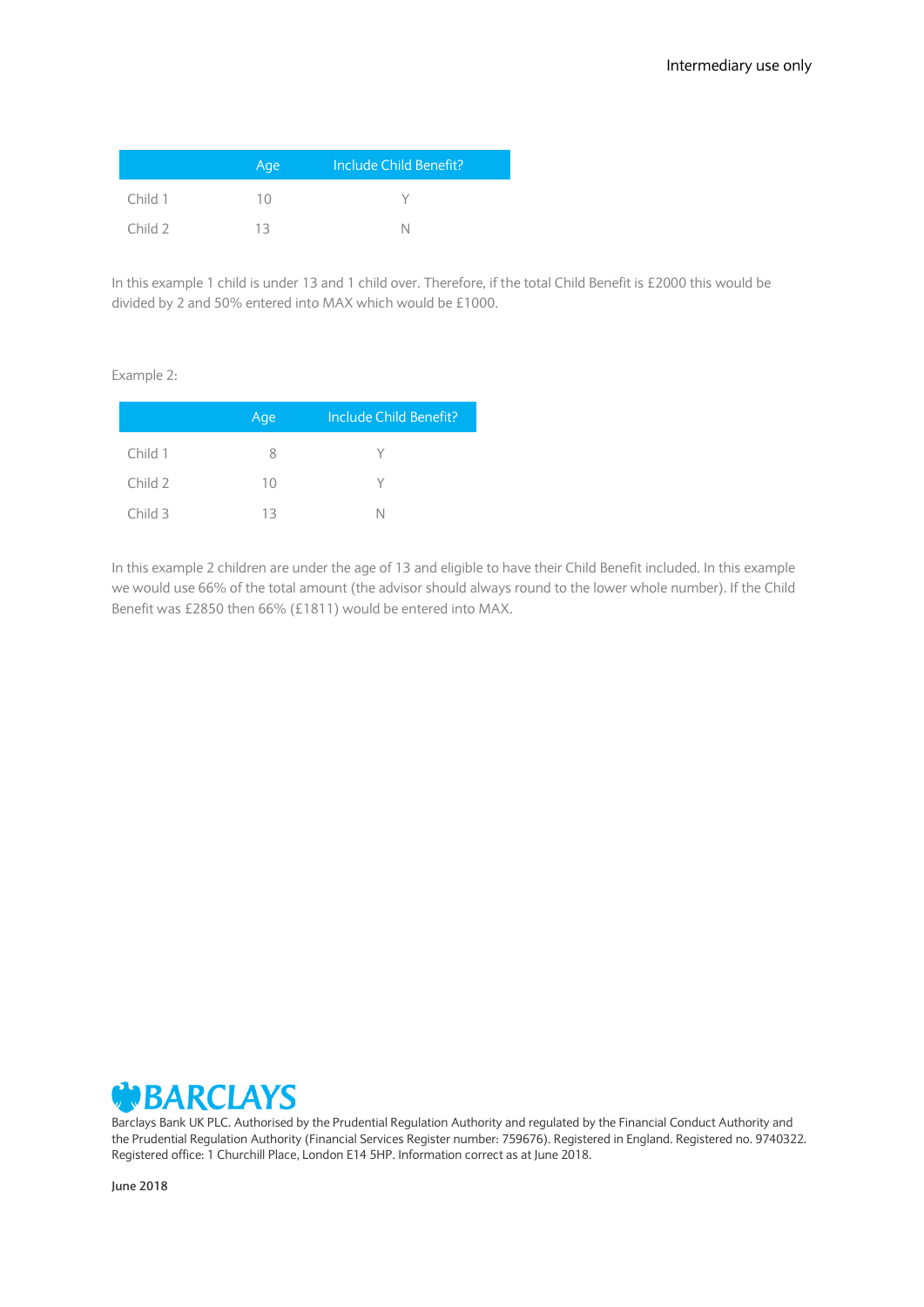| | Age | Include Child Benefit? |
|---|---|---|
| Child 1 | 10 | Y |
| Child 2 | 13 | N |

In this example 1 child is under 13 and 1 child over. Therefore, if the total Child Benefit is £2000 this would be divided by 2 and 50% entered into MAX which would be £1000.

Example 2:

| | Age | Include Child Benefit? |
|---|---|---|
| Child 1 | 8 | Y |
| Child 2 | 10 | Y |
| Child 3 | 13 | N |

In this example 2 children are under the age of 13 and eligible to have their Child Benefit included. In this example we would use 66% of the total amount (the advisor should always round to the lower whole number). If the Child Benefit was £2850 then 66% (£1811) would be entered into MAX.

BARCLAYS

Barclays Bank UK PLC. Authorised by the Prudential Regulation Authority and regulated by the Financial Conduct Authority and the Prudential Regulation Authority (Financial Services Register number: 759676). Registered in England. Registered no. 9740322. Registered office: 1 Churchill Place, London E14 5HP. Information correct as at June 2018.

June 2018